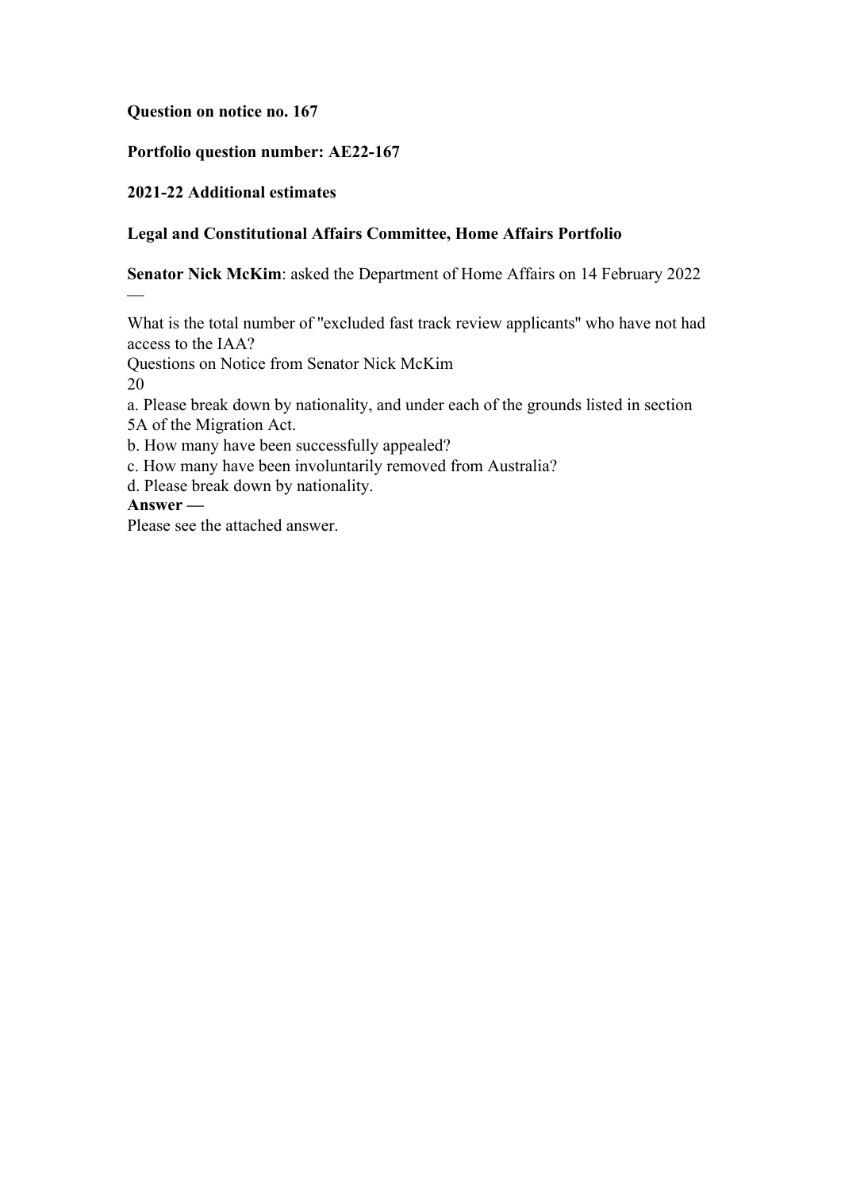**Question on notice no. 167**

**Portfolio question number: AE22-167**

**2021-22 Additional estimates**

**Legal and Constitutional Affairs Committee, Home Affairs Portfolio**

**Senator Nick McKim**: asked the Department of Home Affairs on 14 February 2022 —

What is the total number of "excluded fast track review applicants" who have not had access to the IAA?
Questions on Notice from Senator Nick McKim
20
a. Please break down by nationality, and under each of the grounds listed in section 5A of the Migration Act.
b. How many have been successfully appealed?
c. How many have been involuntarily removed from Australia?
d. Please break down by nationality.

**Answer —**

Please see the attached answer.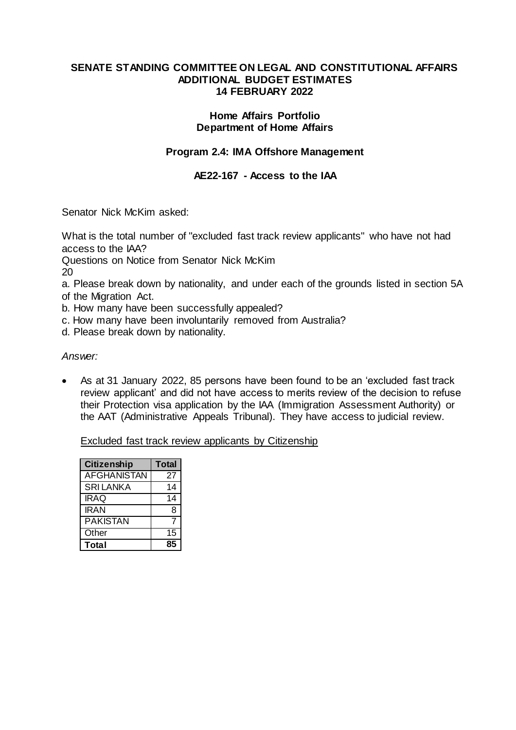**SENATE STANDING COMMITTEE ON LEGAL AND CONSTITUTIONAL AFFAIRS**
**ADDITIONAL BUDGET ESTIMATES**
**14 FEBRUARY 2022**

**Home Affairs Portfolio**
**Department of Home Affairs**

**Program 2.4: IMA Offshore Management**

**AE22-167 - Access to the IAA**

Senator Nick McKim asked:

What is the total number of "excluded fast track review applicants" who have not had access to the IAA?
Questions on Notice from Senator Nick McKim
20

a. Please break down by nationality, and under each of the grounds listed in section 5A of the Migration Act.
b. How many have been successfully appealed?
c. How many have been involuntarily removed from Australia?
d. Please break down by nationality.

*Answer:*

- As at 31 January 2022, 85 persons have been found to be an 'excluded fast track review applicant' and did not have access to merits review of the decision to refuse their Protection visa application by the IAA (Immigration Assessment Authority) or the AAT (Administrative Appeals Tribunal). They have access to judicial review.

Excluded fast track review applicants by Citizenship

| Citizenship | Total |
|---|---|
| AFGHANISTAN | 27 |
| SRI LANKA | 14 |
| IRAQ | 14 |
| IRAN | 8 |
| PAKISTAN | 7 |
| Other | 15 |
| **Total** | **85** |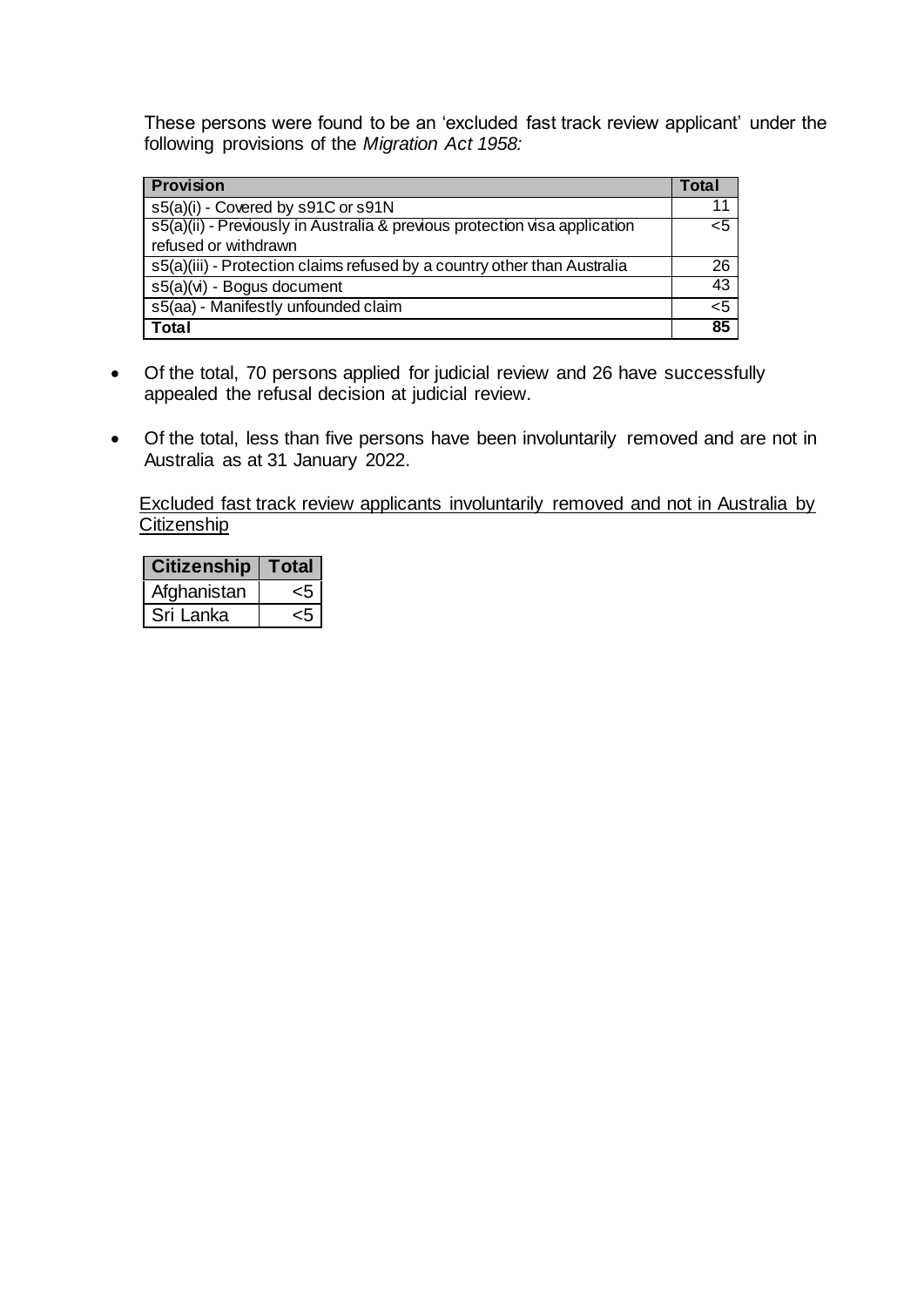These persons were found to be an 'excluded fast track review applicant' under the following provisions of the *Migration Act 1958:*

| Provision | Total |
|---|---|
| s5(a)(i) - Covered by s91C or s91N | 11 |
| s5(a)(ii) - Previously in Australia & previous protection visa application refused or withdrawn | <5 |
| s5(a)(iii) - Protection claims refused by a country other than Australia | 26 |
| s5(a)(vi) - Bogus document | 43 |
| s5(aa) - Manifestly unfounded claim | <5 |
| **Total** | **85** |

- Of the total, 70 persons applied for judicial review and 26 have successfully appealed the refusal decision at judicial review.
- Of the total, less than five persons have been involuntarily removed and are not in Australia as at 31 January 2022.

<u>Excluded fast track review applicants involuntarily removed and not in Australia by Citizenship</u>

| Citizenship | Total |
|---|---|
| Afghanistan | <5 |
| Sri Lanka | <5 |